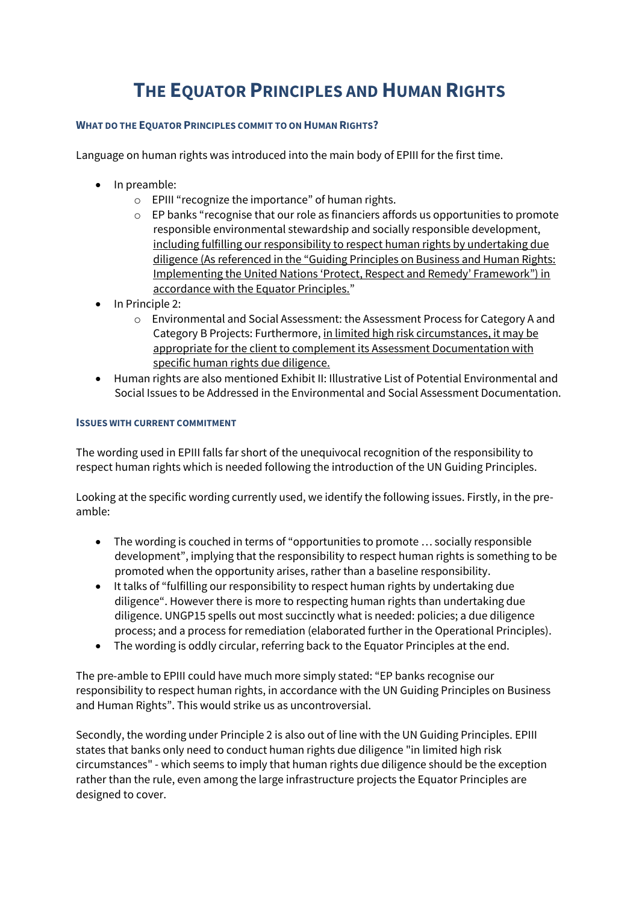# THE EQUATOR PRINCIPLES AND HUMAN RIGHTS

#### WHAT DO THE EQUATOR PRINCIPLES COMMIT TO ON HUMAN RIGHTS?

Language on human rights was introduced into the main body of EPIII for the first time.

- In preamble:
  - EPIII "recognize the importance" of human rights.
  - EP banks "recognise that our role as financiers affords us opportunities to promote responsible environmental stewardship and socially responsible development, <u>including fulfilling our responsibility to respect human rights by undertaking due diligence (As referenced in the "Guiding Principles on Business and Human Rights: Implementing the United Nations 'Protect, Respect and Remedy' Framework") in accordance with the Equator Principles.</u>"
- In Principle 2:
  - Environmental and Social Assessment: the Assessment Process for Category A and Category B Projects: Furthermore, <u>in limited high risk circumstances, it may be appropriate for the client to complement its Assessment Documentation with specific human rights due diligence.</u>
- Human rights are also mentioned Exhibit II: Illustrative List of Potential Environmental and Social Issues to be Addressed in the Environmental and Social Assessment Documentation.

#### ISSUES WITH CURRENT COMMITMENT

The wording used in EPIII falls far short of the unequivocal recognition of the responsibility to respect human rights which is needed following the introduction of the UN Guiding Principles.

Looking at the specific wording currently used, we identify the following issues. Firstly, in the pre-amble:

- The wording is couched in terms of "opportunities to promote … socially responsible development", implying that the responsibility to respect human rights is something to be promoted when the opportunity arises, rather than a baseline responsibility.
- It talks of "fulfilling our responsibility to respect human rights by undertaking due diligence". However there is more to respecting human rights than undertaking due diligence. UNGP15 spells out most succinctly what is needed: policies; a due diligence process; and a process for remediation (elaborated further in the Operational Principles).
- The wording is oddly circular, referring back to the Equator Principles at the end.

The pre-amble to EPIII could have much more simply stated: "EP banks recognise our responsibility to respect human rights, in accordance with the UN Guiding Principles on Business and Human Rights". This would strike us as uncontroversial.

Secondly, the wording under Principle 2 is also out of line with the UN Guiding Principles. EPIII states that banks only need to conduct human rights due diligence "in limited high risk circumstances" - which seems to imply that human rights due diligence should be the exception rather than the rule, even among the large infrastructure projects the Equator Principles are designed to cover.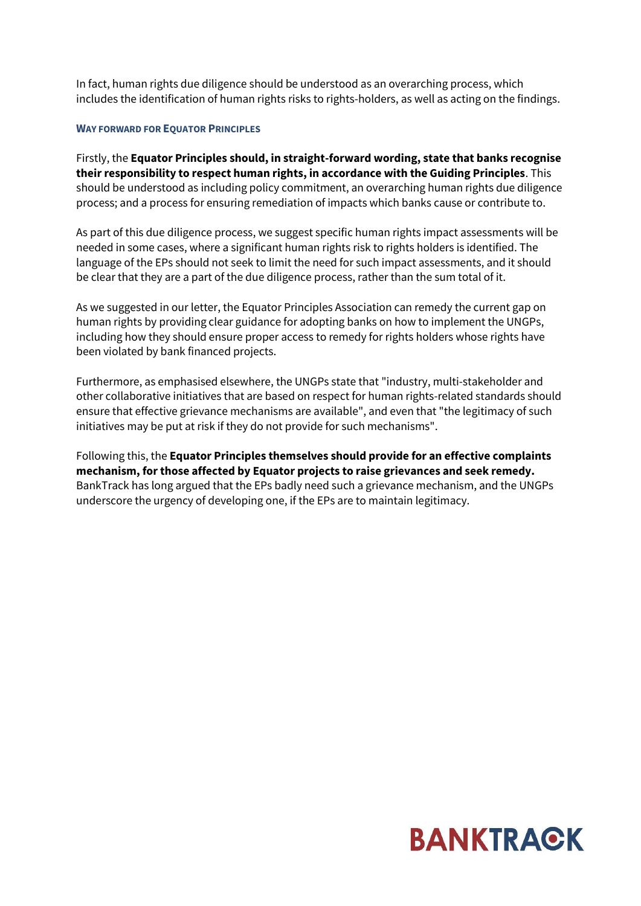In fact, human rights due diligence should be understood as an overarching process, which includes the identification of human rights risks to rights-holders, as well as acting on the findings.

### WAY FORWARD FOR EQUATOR PRINCIPLES

Firstly, the **Equator Principles should, in straight-forward wording, state that banks recognise their responsibility to respect human rights, in accordance with the Guiding Principles**. This should be understood as including policy commitment, an overarching human rights due diligence process; and a process for ensuring remediation of impacts which banks cause or contribute to.

As part of this due diligence process, we suggest specific human rights impact assessments will be needed in some cases, where a significant human rights risk to rights holders is identified. The language of the EPs should not seek to limit the need for such impact assessments, and it should be clear that they are a part of the due diligence process, rather than the sum total of it.

As we suggested in our letter, the Equator Principles Association can remedy the current gap on human rights by providing clear guidance for adopting banks on how to implement the UNGPs, including how they should ensure proper access to remedy for rights holders whose rights have been violated by bank financed projects.

Furthermore, as emphasised elsewhere, the UNGPs state that "industry, multi-stakeholder and other collaborative initiatives that are based on respect for human rights-related standards should ensure that effective grievance mechanisms are available", and even that "the legitimacy of such initiatives may be put at risk if they do not provide for such mechanisms".

Following this, the **Equator Principles themselves should provide for an effective complaints mechanism, for those affected by Equator projects to raise grievances and seek remedy.** BankTrack has long argued that the EPs badly need such a grievance mechanism, and the UNGPs underscore the urgency of developing one, if the EPs are to maintain legitimacy.